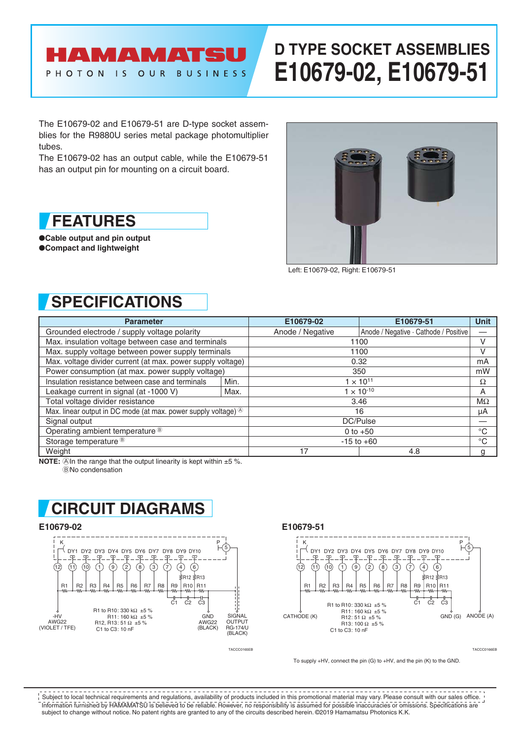# D TYPE SOCKET ASSEMBLIES
# E10679-02, E10679-51

The E10679-02 and E10679-51 are D-type socket assemblies for the R9880U series metal package photomultiplier tubes.
The E10679-02 has an output cable, while the E10679-51 has an output pin for mounting on a circuit board.

Left: E10679-02, Right: E10679-51

## FEATURES

- **Cable output and pin output**
- **Compact and lightweight**

## SPECIFICATIONS

| Parameter | | E10679-02 | E10679-51 | Unit |
|---|---|---|---|---|
| Grounded electrode / supply voltage polarity | | Anode / Negative | Anode / Negative · Cathode / Positive | — |
| Max. insulation voltage between case and terminals | | 1100 | | V |
| Max. supply voltage between power supply terminals | | 1100 | | V |
| Max. voltage divider current (at max. power supply voltage) | | 0.32 | | mA |
| Power consumption (at max. power supply voltage) | | 350 | | mW |
| Insulation resistance between case and terminals | Min. | $1 \times 10^{11}$ | | Ω |
| Leakage current in signal (at -1000 V) | Max. | $1 \times 10^{-10}$ | | A |
| Total voltage divider resistance | | 3.46 | | MΩ |
| Max. linear output in DC mode (at max. power supply voltage) Ⓐ | | 16 | | µA |
| Signal output | | DC/Pulse | | — |
| Operating ambient temperature Ⓑ | | 0 to +50 | | °C |
| Storage temperature Ⓑ | | -15 to +60 | | °C |
| Weight | | 17 | 4.8 | g |

**NOTE:** ⒶIn the range that the output linearity is kept within ±5 %.
ⒷNo condensation

## CIRCUIT DIAGRAMS

### E10679-02

K, DY1 DY2 DY3 DY4 DY5 DY6 DY7 DY8 DY9 DY10, P
Pins: 12, 11, 10, 1, 9, 2, 8, 3, 7, 4, 6, 5
R1 to R10: 330 kΩ ±5 %
R11: 160 kΩ ±5 %
R12, R13: 51 Ω ±5 %
C1 to C3: 10 nF
-HV AWG22 (VIOLET / TFE)
GND AWG22 (BLACK)
SIGNAL OUTPUT RG-174/U (BLACK)

TACCC0165EB

### E10679-51

K, DY1 DY2 DY3 DY4 DY5 DY6 DY7 DY8 DY9 DY10, P
Pins: 12, 11, 10, 1, 9, 2, 8, 3, 7, 4, 6, 5
R1 to R10: 330 kΩ ±5 %
R11: 160 kΩ ±5 %
R12: 51 Ω ±5 %
R13: 100 Ω ±5 %
C1 to C3: 10 nF
CATHODE (K)
GND (G)
ANODE (A)

TACCC0166EB

To supply +HV, connect the pin (G) to +HV, and the pin (K) to the GND.

Subject to local technical requirements and regulations, availability of products included in this promotional material may vary. Please consult with our sales office.
Information furnished by HAMAMATSU is believed to be reliable. However, no responsibility is assumed for possible inaccuracies or omissions. Specifications are subject to change without notice. No patent rights are granted to any of the circuits described herein. ©2019 Hamamatsu Photonics K.K.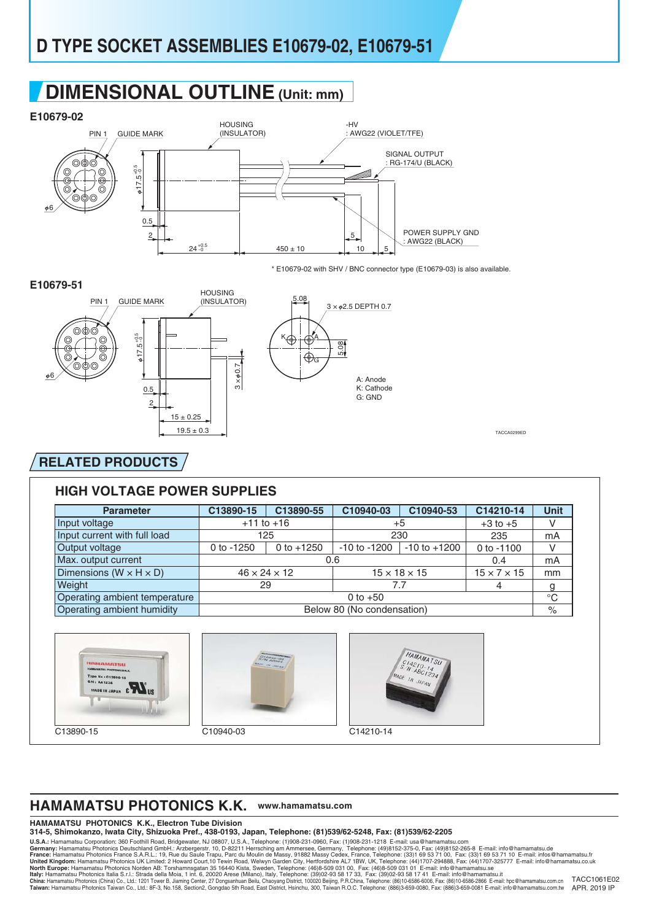# D TYPE SOCKET ASSEMBLIES E10679-02, E10679-51

## DIMENSIONAL OUTLINE (Unit: mm)

### E10679-02

PIN 1
GUIDE MARK
HOUSING (INSULATOR)
-HV : AWG22 (VIOLET/TFE)
SIGNAL OUTPUT : RG-174/U (BLACK)
POWER SUPPLY GND : AWG22 (BLACK)
$\phi$6
$\phi$17.5 $^{+0.5}_{-0}$
0.5
2
24 $^{+0.5}_{-0}$
450 ± 10
5
10
5

\* E10679-02 with SHV / BNC connector type (E10679-03) is also available.

### E10679-51

PIN 1
GUIDE MARK
HOUSING (INSULATOR)
$\phi$6
$\phi$17.5 $^{+0.5}_{-0}$
0.5
2
15 ± 0.25
19.5 ± 0.3
3 × $\phi$0.7
5.08
3 × $\phi$2.5 DEPTH 0.7
5.08
K
A
G

A: Anode
K: Cathode
G: GND

TACCA0299ED

## RELATED PRODUCTS

### HIGH VOLTAGE POWER SUPPLIES

| Parameter | C13890-15 | C13890-55 | C10940-03 | C10940-53 | C14210-14 | Unit |
|---|---|---|---|---|---|---|
| Input voltage | +11 to +16 | | +5 | | +3 to +5 | V |
| Input current with full load | 125 | | 230 | | 235 | mA |
| Output voltage | 0 to -1250 | 0 to +1250 | -10 to -1200 | -10 to +1200 | 0 to -1100 | V |
| Max. output current | 0.6 | | | | 0.4 | mA |
| Dimensions (W × H × D) | 46 × 24 × 12 | | 15 × 18 × 15 | | 15 × 7 × 15 | mm |
| Weight | 29 | | 7.7 | | 4 | g |
| Operating ambient temperature | 0 to +50 | | | | | °C |
| Operating ambient humidity | Below 80 (No condensation) | | | | | % |

C13890-15

C10940-03

C14210-14

## HAMAMATSU PHOTONICS K.K. www.hamamatsu.com

**HAMAMATSU PHOTONICS K.K., Electron Tube Division**
**314-5, Shimokanzo, Iwata City, Shizuoka Pref., 438-0193, Japan, Telephone: (81)539/62-5248, Fax: (81)539/62-2205**

**U.S.A.:** Hamamatsu Corporation: 360 Foothill Road, Bridgewater, NJ 08807, U.S.A., Telephone: (1)908-231-0960, Fax: (1)908-231-1218 E-mail: usa@hamamatsu.com
**Germany:** Hamamatsu Photonics Deutschland GmbH.: Arzbergerstr. 10, D-82211 Herrsching am Ammersee, Germany, Telephone: (49)8152-375-0, Fax: (49)8152-265-8 E-mail: info@hamamatsu.de
**France:** Hamamatsu Photonics France S.A.R.L.: 19, Rue du Saule Trapu, Parc du Moulin de Massy, 91882 Massy Cedex, France, Telephone: (33)1 69 53 71 00, Fax: (33)1 69 53 71 10 E-mail: infos@hamamatsu.fr
**United Kingdom:** Hamamatsu Photonics UK Limited: 2 Howard Court,10 Tewin Road, Welwyn Garden City, Hertfordshire AL7 1BW, UK, Telephone: (44)1707-294888, Fax: (44)1707-325777 E-mail: info@hamamatsu.co.uk
**North Europe:** Hamamatsu Photonics Norden AB: Torshamnsgatan 35 16440 Kista, Sweden, Telephone: (46)8-509 031 00, Fax: (46)8-509 031 01 E-mail: info@hamamatsu.se
**Italy:** Hamamatsu Photonics Italia S.r.l.: Strada della Moia, 1 int. 6, 20020 Arese (Milano), Italy, Telephone: (39)02-93 58 17 33, Fax: (39)02-93 58 17 41 E-mail: info@hamamatsu.it
**China:** Hamamatsu Photonics (China) Co., Ltd.: 1201 Tower B, Jiaming Center, 27 Dongsanhuan Beilu, Chaoyang District, 100020 Beijing, P.R.China, Telephone: (86)10-6586-6006, Fax: (86)10-6586-2866 E-mail: hpc@hamamatsu.com.cn
**Taiwan:** Hamamatsu Photonics Taiwan Co., Ltd.: 8F-3, No.158, Section2, Gongdao 5th Road, East District, Hsinchu, 300, Taiwan R.O.C. Telephone: (886)3-659-0080, Fax: (886)3-659-0081 E-mail: info@hamamatsu.com.tw

TACC1061E02
APR. 2019 IP